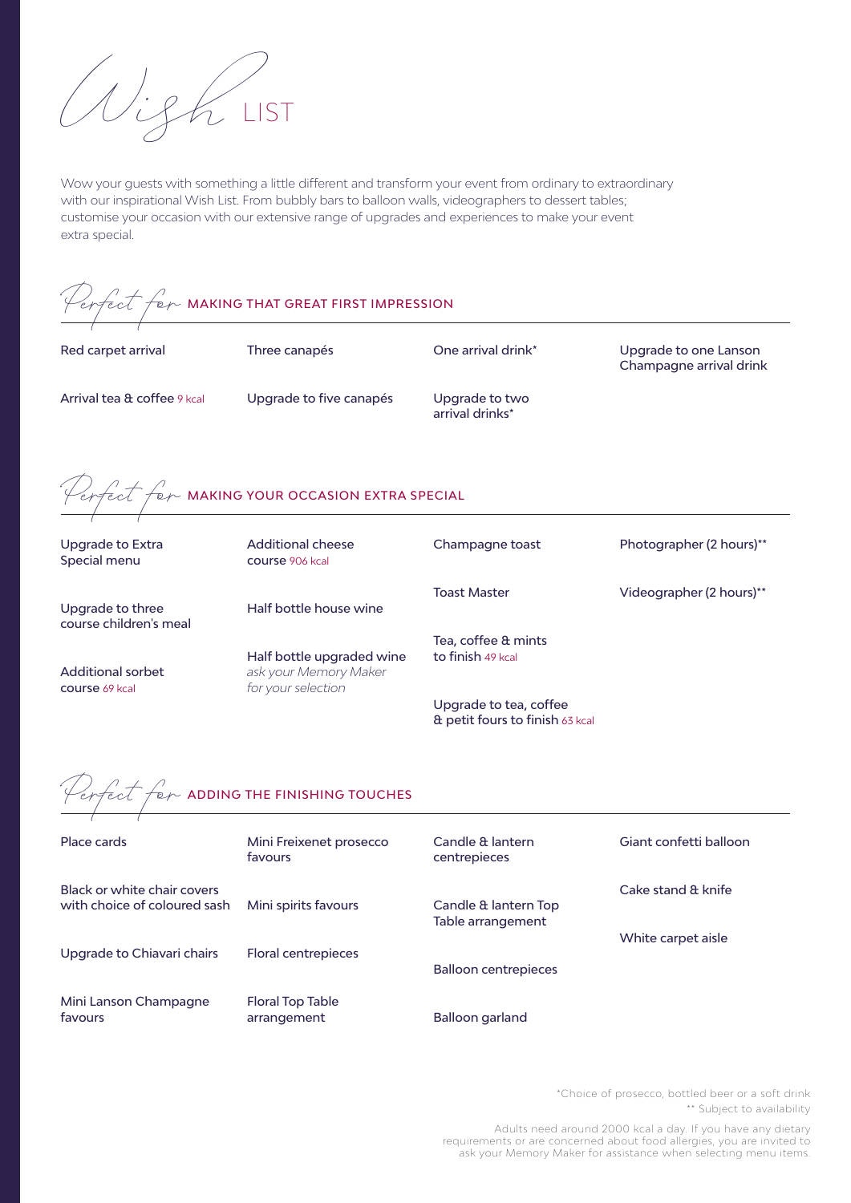# *Wish* LIST

Wow your guests with something a little different and transform your event from ordinary to extraordinary with our inspirational Wish List. From bubbly bars to balloon walls, videographers to dessert tables; customise your occasion with our extensive range of upgrades and experiences to make your event extra special.

## *Perfect for* MAKING THAT GREAT FIRST IMPRESSION

- Red carpet arrival
- Arrival tea & coffee 9 kcal
- Three canapés
- Upgrade to five canapés
- One arrival drink*
- Upgrade to two arrival drinks*
- Upgrade to one Lanson Champagne arrival drink

## *Perfect for* MAKING YOUR OCCASION EXTRA SPECIAL

- Upgrade to Extra Special menu
- Upgrade to three course children's meal
- Additional sorbet course 69 kcal
- Additional cheese course 906 kcal
- Half bottle house wine
- Half bottle upgraded wine *ask your Memory Maker for your selection*
- Champagne toast
- Toast Master
- Tea, coffee & mints to finish 49 kcal
- Upgrade to tea, coffee & petit fours to finish 63 kcal
- Photographer (2 hours)**
- Videographer (2 hours)**

## *Perfect for* ADDING THE FINISHING TOUCHES

- Place cards
- Black or white chair covers with choice of coloured sash
- Upgrade to Chiavari chairs
- Mini Lanson Champagne favours
- Mini Freixenet prosecco favours
- Mini spirits favours
- Floral centrepieces
- Floral Top Table arrangement
- Candle & lantern centrepieces
- Candle & lantern Top Table arrangement
- Balloon centrepieces
- Balloon garland
- Giant confetti balloon
- Cake stand & knife
- White carpet aisle

*Choice of prosecco, bottled beer or a soft drink

** Subject to availability

Adults need around 2000 kcal a day. If you have any dietary requirements or are concerned about food allergies, you are invited to ask your Memory Maker for assistance when selecting menu items.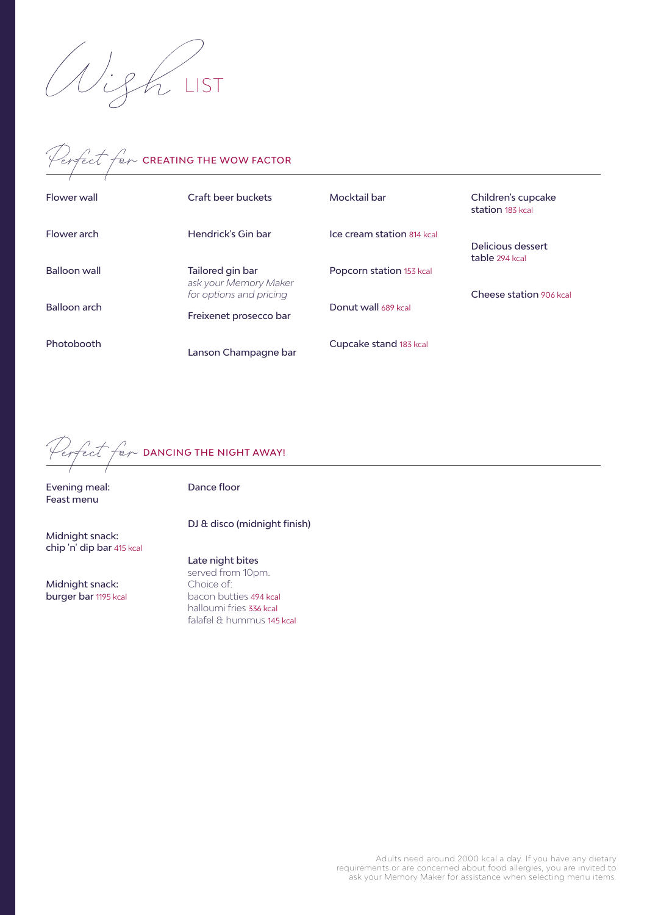# Wish LIST

## Perfect for CREATING THE WOW FACTOR

Flower wall

Flower arch

Balloon wall

Balloon arch

Photobooth

Craft beer buckets

Hendrick's Gin bar

Tailored gin bar
*ask your Memory Maker for options and pricing*

Freixenet prosecco bar

Lanson Champagne bar

Mocktail bar

Ice cream station 814 kcal

Popcorn station 153 kcal

Donut wall 689 kcal

Cupcake stand 183 kcal

Children's cupcake station 183 kcal

Delicious dessert table 294 kcal

Cheese station 906 kcal

## Perfect for DANCING THE NIGHT AWAY!

Evening meal:
Feast menu

Midnight snack:
chip 'n' dip bar 415 kcal

Midnight snack:
burger bar 1195 kcal

Dance floor

DJ & disco (midnight finish)

Late night bites
served from 10pm.
Choice of:
bacon butties 494 kcal
halloumi fries 336 kcal
falafel & hummus 145 kcal

Adults need around 2000 kcal a day. If you have any dietary requirements or are concerned about food allergies, you are invited to ask your Memory Maker for assistance when selecting menu items.